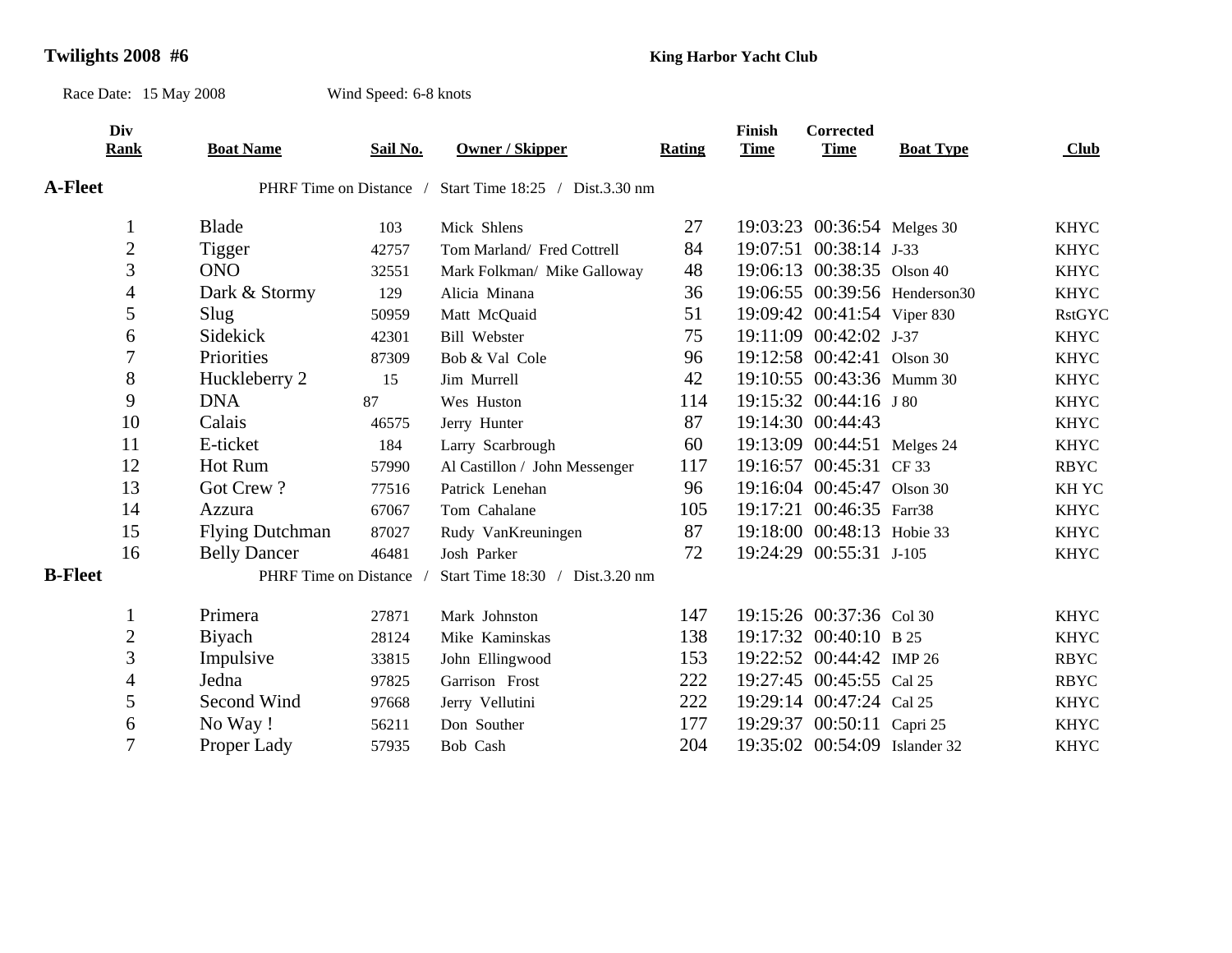# Twilights 2008 #6

**King Harbor Yacht Club**

Race Date: 15 May 2008 Wind Speed: 6-8 knots

| Div Rank | Boat Name | Sail No. | Owner / Skipper | Rating | Finish Time | Corrected Time | Boat Type | Club |
|---|---|---|---|---|---|---|---|---|
| **A-Fleet** | PHRF Time on Distance / Start Time 18:25 / Dist.3.30 nm | | | | | | | |
| 1 | Blade | 103 | Mick Shlens | 27 | 19:03:23 | 00:36:54 | Melges 30 | KHYC |
| 2 | Tigger | 42757 | Tom Marland/ Fred Cottrell | 84 | 19:07:51 | 00:38:14 | J-33 | KHYC |
| 3 | ONO | 32551 | Mark Folkman/ Mike Galloway | 48 | 19:06:13 | 00:38:35 | Olson 40 | KHYC |
| 4 | Dark & Stormy | 129 | Alicia Minana | 36 | 19:06:55 | 00:39:56 | Henderson30 | KHYC |
| 5 | Slug | 50959 | Matt McQuaid | 51 | 19:09:42 | 00:41:54 | Viper 830 | RstGYC |
| 6 | Sidekick | 42301 | Bill Webster | 75 | 19:11:09 | 00:42:02 | J-37 | KHYC |
| 7 | Priorities | 87309 | Bob & Val Cole | 96 | 19:12:58 | 00:42:41 | Olson 30 | KHYC |
| 8 | Huckleberry 2 | 15 | Jim Murrell | 42 | 19:10:55 | 00:43:36 | Mumm 30 | KHYC |
| 9 | DNA | 87 | Wes Huston | 114 | 19:15:32 | 00:44:16 | J 80 | KHYC |
| 10 | Calais | 46575 | Jerry Hunter | 87 | 19:14:30 | 00:44:43 | | KHYC |
| 11 | E-ticket | 184 | Larry Scarbrough | 60 | 19:13:09 | 00:44:51 | Melges 24 | KHYC |
| 12 | Hot Rum | 57990 | Al Castillon / John Messenger | 117 | 19:16:57 | 00:45:31 | CF 33 | RBYC |
| 13 | Got Crew ? | 77516 | Patrick Lenehan | 96 | 19:16:04 | 00:45:47 | Olson 30 | KH YC |
| 14 | Azzura | 67067 | Tom Cahalane | 105 | 19:17:21 | 00:46:35 | Farr38 | KHYC |
| 15 | Flying Dutchman | 87027 | Rudy VanKreuningen | 87 | 19:18:00 | 00:48:13 | Hobie 33 | KHYC |
| 16 | Belly Dancer | 46481 | Josh Parker | 72 | 19:24:29 | 00:55:31 | J-105 | KHYC |
| **B-Fleet** | PHRF Time on Distance / Start Time 18:30 / Dist.3.20 nm | | | | | | | |
| 1 | Primera | 27871 | Mark Johnston | 147 | 19:15:26 | 00:37:36 | Col 30 | KHYC |
| 2 | Biyach | 28124 | Mike Kaminskas | 138 | 19:17:32 | 00:40:10 | B 25 | KHYC |
| 3 | Impulsive | 33815 | John Ellingwood | 153 | 19:22:52 | 00:44:42 | IMP 26 | RBYC |
| 4 | Jedna | 97825 | Garrison Frost | 222 | 19:27:45 | 00:45:55 | Cal 25 | RBYC |
| 5 | Second Wind | 97668 | Jerry Vellutini | 222 | 19:29:14 | 00:47:24 | Cal 25 | KHYC |
| 6 | No Way ! | 56211 | Don Souther | 177 | 19:29:37 | 00:50:11 | Capri 25 | KHYC |
| 7 | Proper Lady | 57935 | Bob Cash | 204 | 19:35:02 | 00:54:09 | Islander 32 | KHYC |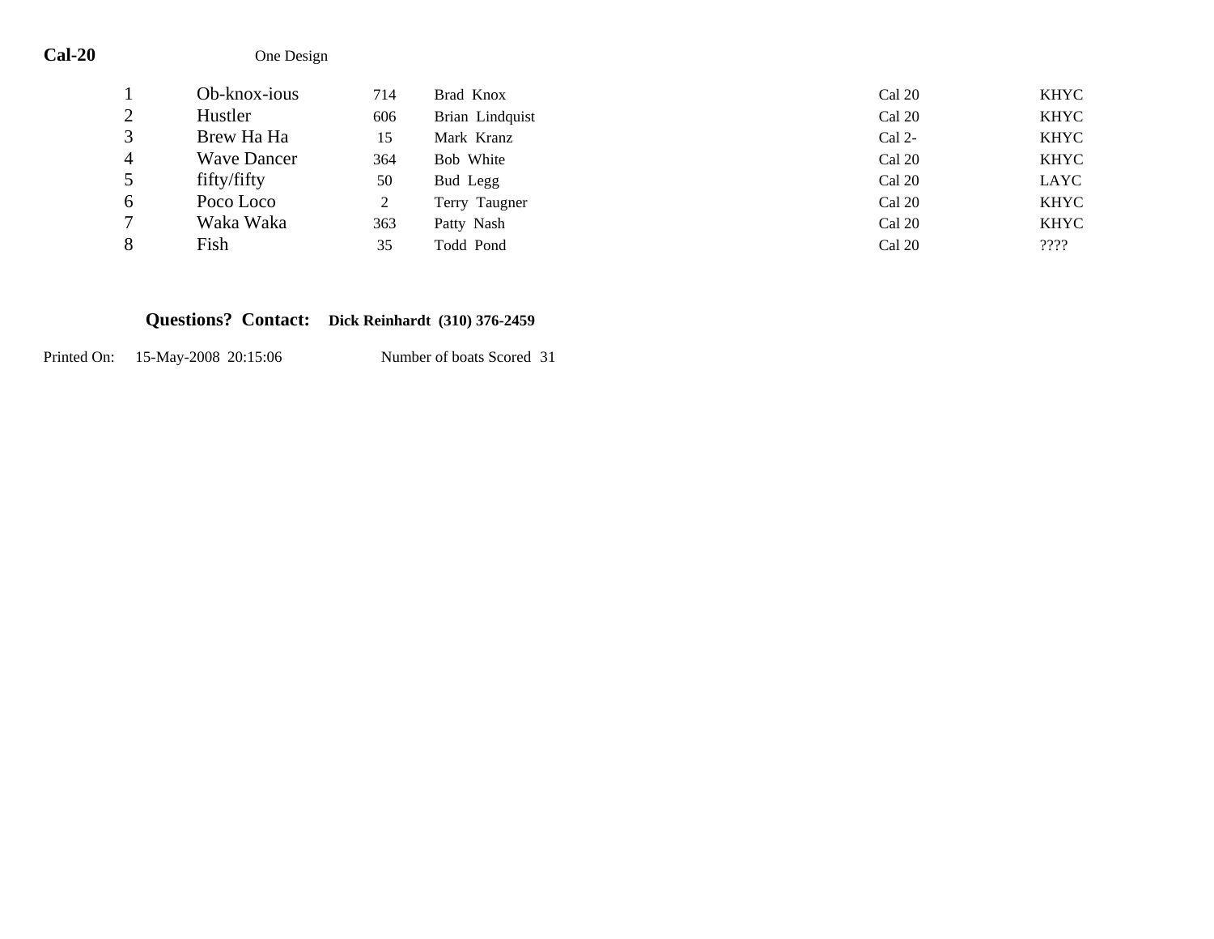**Cal-20** One Design

| | | | | | |
|---|---|---|---|---|---|
| 1 | Ob-knox-ious | 714 | Brad Knox | Cal 20 | KHYC |
| 2 | Hustler | 606 | Brian Lindquist | Cal 20 | KHYC |
| 3 | Brew Ha Ha | 15 | Mark Kranz | Cal 2- | KHYC |
| 4 | Wave Dancer | 364 | Bob White | Cal 20 | KHYC |
| 5 | fifty/fifty | 50 | Bud Legg | Cal 20 | LAYC |
| 6 | Poco Loco | 2 | Terry Taugner | Cal 20 | KHYC |
| 7 | Waka Waka | 363 | Patty Nash | Cal 20 | KHYC |
| 8 | Fish | 35 | Todd Pond | Cal 20 | ???? |

**Questions? Contact: Dick Reinhardt (310) 376-2459**

Printed On: 15-May-2008 20:15:06 Number of boats Scored 31